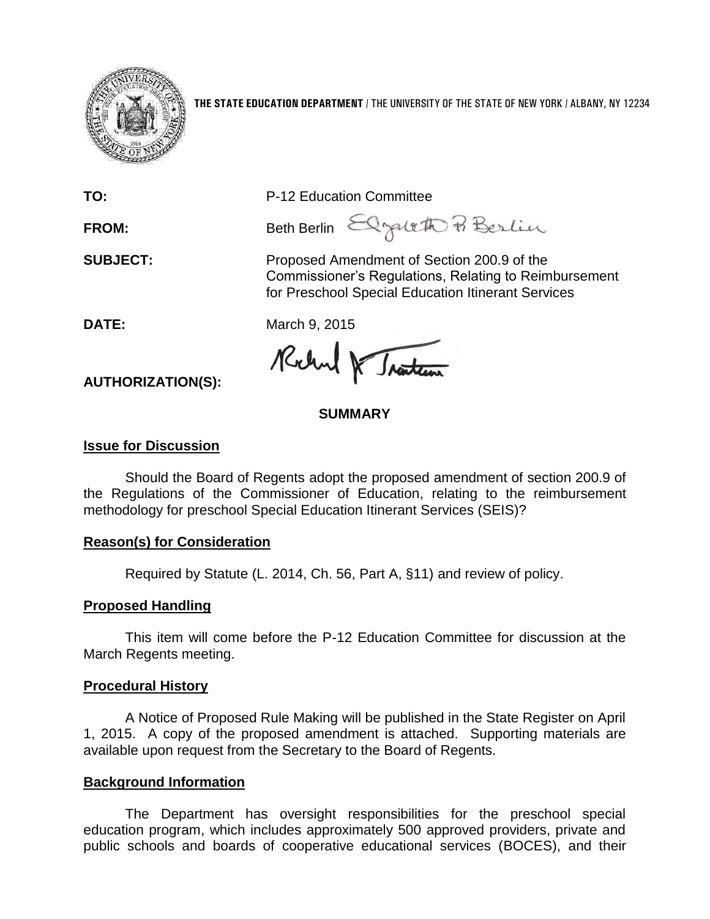**THE STATE EDUCATION DEPARTMENT** / THE UNIVERSITY OF THE STATE OF NEW YORK / ALBANY, NY 12234

**TO:** P-12 Education Committee

**FROM:** Beth Berlin

**SUBJECT:** Proposed Amendment of Section 200.9 of the Commissioner's Regulations, Relating to Reimbursement for Preschool Special Education Itinerant Services

**DATE:** March 9, 2015

**AUTHORIZATION(S):**

## SUMMARY

### Issue for Discussion

Should the Board of Regents adopt the proposed amendment of section 200.9 of the Regulations of the Commissioner of Education, relating to the reimbursement methodology for preschool Special Education Itinerant Services (SEIS)?

### Reason(s) for Consideration

Required by Statute (L. 2014, Ch. 56, Part A, §11) and review of policy.

### Proposed Handling

This item will come before the P-12 Education Committee for discussion at the March Regents meeting.

### Procedural History

A Notice of Proposed Rule Making will be published in the State Register on April 1, 2015. A copy of the proposed amendment is attached. Supporting materials are available upon request from the Secretary to the Board of Regents.

### Background Information

The Department has oversight responsibilities for the preschool special education program, which includes approximately 500 approved providers, private and public schools and boards of cooperative educational services (BOCES), and their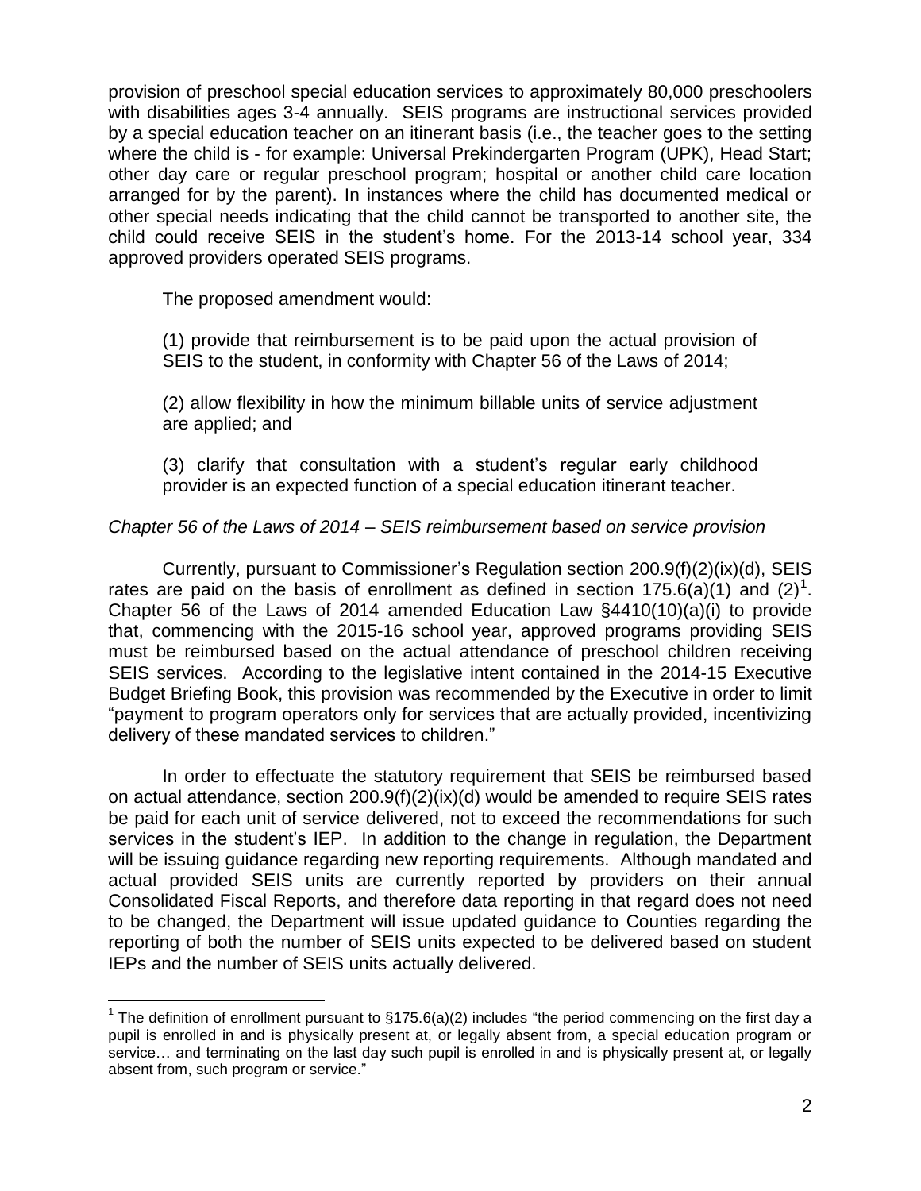provision of preschool special education services to approximately 80,000 preschoolers with disabilities ages 3-4 annually. SEIS programs are instructional services provided by a special education teacher on an itinerant basis (i.e., the teacher goes to the setting where the child is - for example: Universal Prekindergarten Program (UPK), Head Start; other day care or regular preschool program; hospital or another child care location arranged for by the parent). In instances where the child has documented medical or other special needs indicating that the child cannot be transported to another site, the child could receive SEIS in the student's home. For the 2013-14 school year, 334 approved providers operated SEIS programs.

The proposed amendment would:

(1) provide that reimbursement is to be paid upon the actual provision of SEIS to the student, in conformity with Chapter 56 of the Laws of 2014;

(2) allow flexibility in how the minimum billable units of service adjustment are applied; and

(3) clarify that consultation with a student's regular early childhood provider is an expected function of a special education itinerant teacher.

*Chapter 56 of the Laws of 2014 – SEIS reimbursement based on service provision*

Currently, pursuant to Commissioner's Regulation section 200.9(f)(2)(ix)(d), SEIS rates are paid on the basis of enrollment as defined in section 175.6(a)(1) and (2)[1]. Chapter 56 of the Laws of 2014 amended Education Law §4410(10)(a)(i) to provide that, commencing with the 2015-16 school year, approved programs providing SEIS must be reimbursed based on the actual attendance of preschool children receiving SEIS services. According to the legislative intent contained in the 2014-15 Executive Budget Briefing Book, this provision was recommended by the Executive in order to limit "payment to program operators only for services that are actually provided, incentivizing delivery of these mandated services to children."

In order to effectuate the statutory requirement that SEIS be reimbursed based on actual attendance, section 200.9(f)(2)(ix)(d) would be amended to require SEIS rates be paid for each unit of service delivered, not to exceed the recommendations for such services in the student's IEP. In addition to the change in regulation, the Department will be issuing guidance regarding new reporting requirements. Although mandated and actual provided SEIS units are currently reported by providers on their annual Consolidated Fiscal Reports, and therefore data reporting in that regard does not need to be changed, the Department will issue updated guidance to Counties regarding the reporting of both the number of SEIS units expected to be delivered based on student IEPs and the number of SEIS units actually delivered.

---

[1] The definition of enrollment pursuant to §175.6(a)(2) includes "the period commencing on the first day a pupil is enrolled in and is physically present at, or legally absent from, a special education program or service… and terminating on the last day such pupil is enrolled in and is physically present at, or legally absent from, such program or service."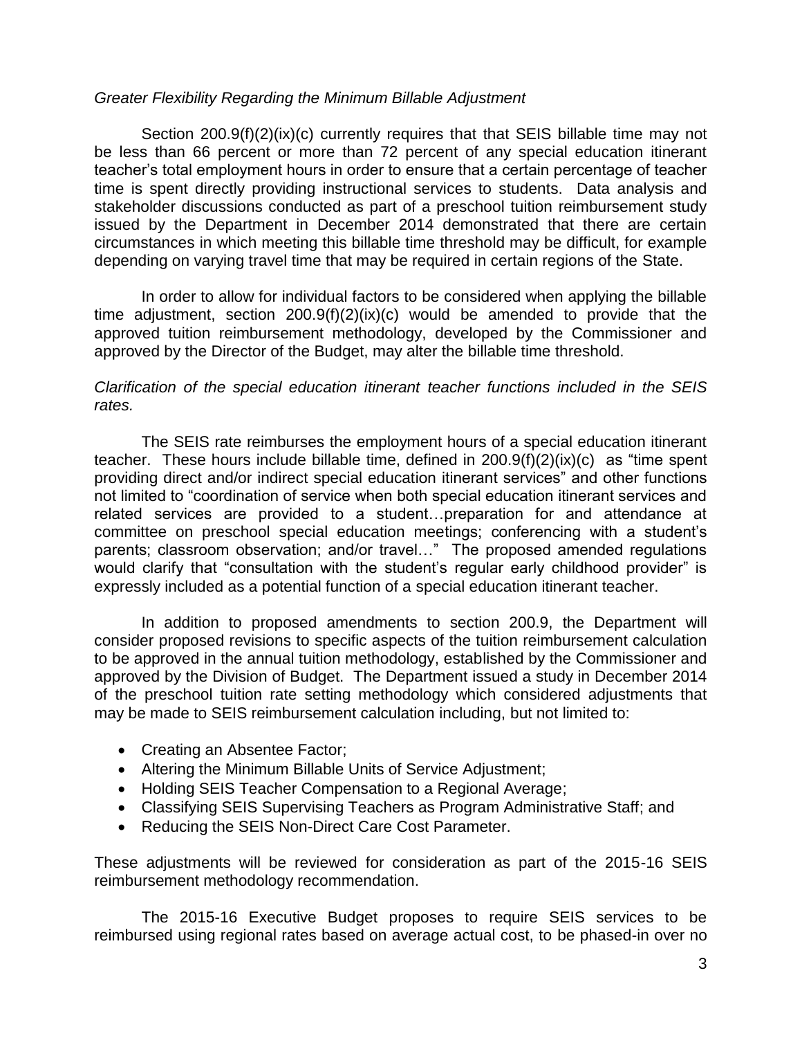*Greater Flexibility Regarding the Minimum Billable Adjustment*

Section 200.9(f)(2)(ix)(c) currently requires that that SEIS billable time may not be less than 66 percent or more than 72 percent of any special education itinerant teacher's total employment hours in order to ensure that a certain percentage of teacher time is spent directly providing instructional services to students. Data analysis and stakeholder discussions conducted as part of a preschool tuition reimbursement study issued by the Department in December 2014 demonstrated that there are certain circumstances in which meeting this billable time threshold may be difficult, for example depending on varying travel time that may be required in certain regions of the State.

In order to allow for individual factors to be considered when applying the billable time adjustment, section 200.9(f)(2)(ix)(c) would be amended to provide that the approved tuition reimbursement methodology, developed by the Commissioner and approved by the Director of the Budget, may alter the billable time threshold.

*Clarification of the special education itinerant teacher functions included in the SEIS rates.*

The SEIS rate reimburses the employment hours of a special education itinerant teacher. These hours include billable time, defined in 200.9(f)(2)(ix)(c) as "time spent providing direct and/or indirect special education itinerant services" and other functions not limited to "coordination of service when both special education itinerant services and related services are provided to a student…preparation for and attendance at committee on preschool special education meetings; conferencing with a student's parents; classroom observation; and/or travel…" The proposed amended regulations would clarify that "consultation with the student's regular early childhood provider" is expressly included as a potential function of a special education itinerant teacher.

In addition to proposed amendments to section 200.9, the Department will consider proposed revisions to specific aspects of the tuition reimbursement calculation to be approved in the annual tuition methodology, established by the Commissioner and approved by the Division of Budget. The Department issued a study in December 2014 of the preschool tuition rate setting methodology which considered adjustments that may be made to SEIS reimbursement calculation including, but not limited to:

- Creating an Absentee Factor;
- Altering the Minimum Billable Units of Service Adjustment;
- Holding SEIS Teacher Compensation to a Regional Average;
- Classifying SEIS Supervising Teachers as Program Administrative Staff; and
- Reducing the SEIS Non-Direct Care Cost Parameter.

These adjustments will be reviewed for consideration as part of the 2015-16 SEIS reimbursement methodology recommendation.

The 2015-16 Executive Budget proposes to require SEIS services to be reimbursed using regional rates based on average actual cost, to be phased-in over no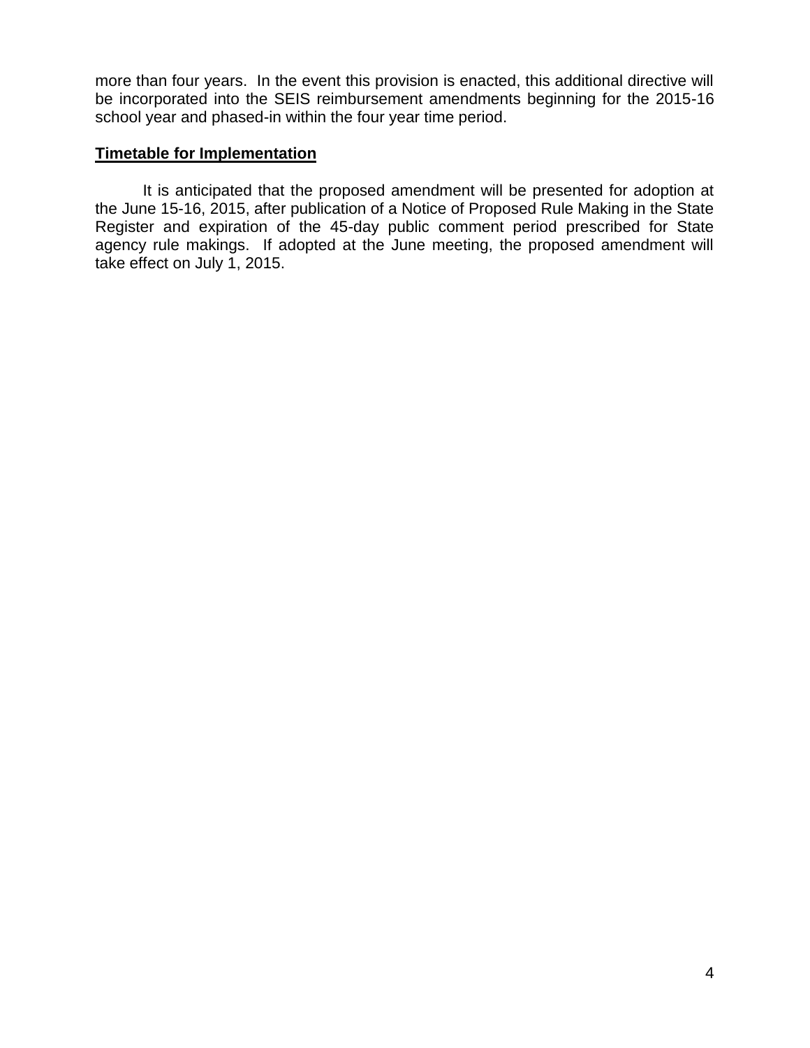more than four years. In the event this provision is enacted, this additional directive will be incorporated into the SEIS reimbursement amendments beginning for the 2015-16 school year and phased-in within the four year time period.

**Timetable for Implementation**

It is anticipated that the proposed amendment will be presented for adoption at the June 15-16, 2015, after publication of a Notice of Proposed Rule Making in the State Register and expiration of the 45-day public comment period prescribed for State agency rule makings. If adopted at the June meeting, the proposed amendment will take effect on July 1, 2015.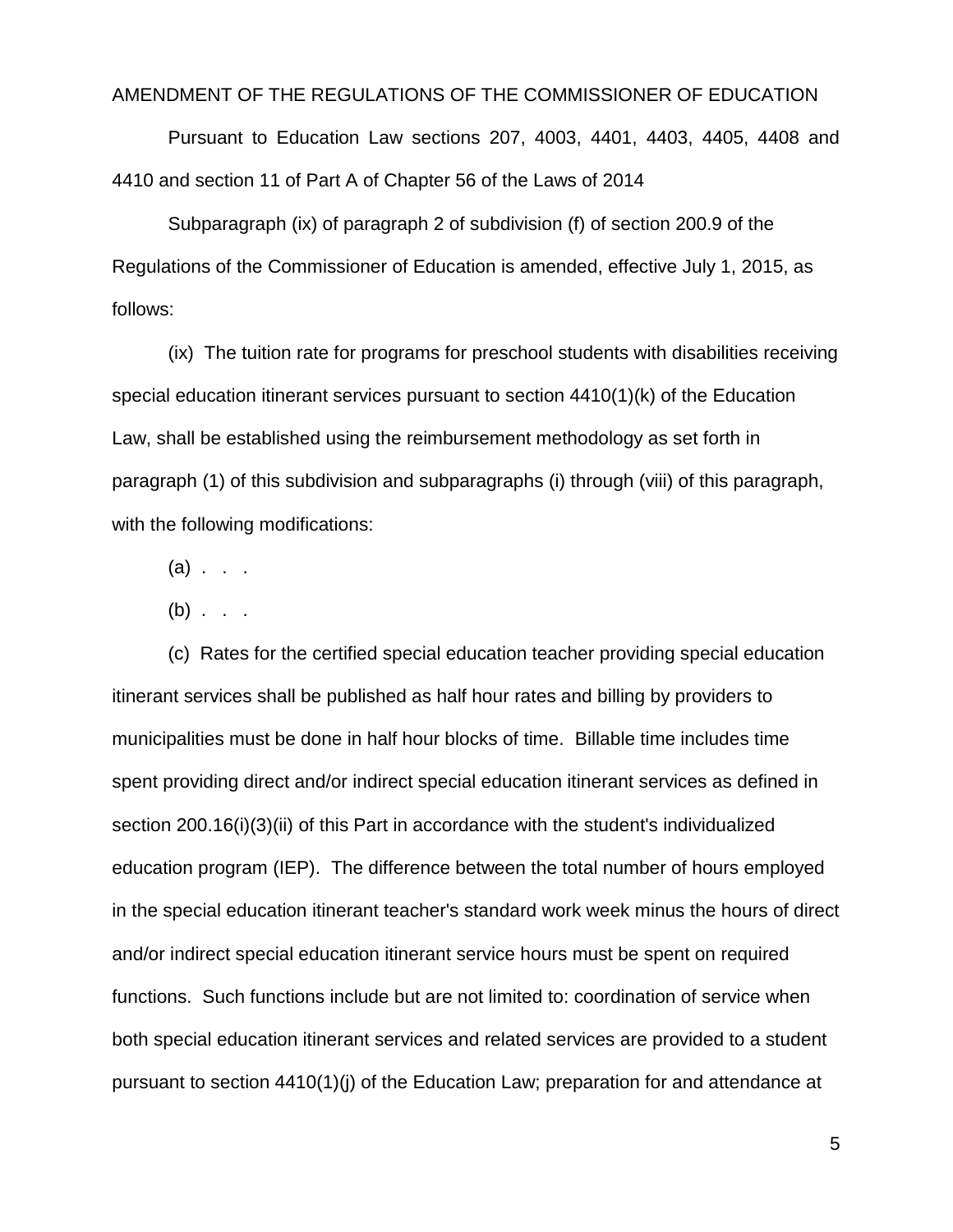AMENDMENT OF THE REGULATIONS OF THE COMMISSIONER OF EDUCATION

Pursuant to Education Law sections 207, 4003, 4401, 4403, 4405, 4408 and 4410 and section 11 of Part A of Chapter 56 of the Laws of 2014

Subparagraph (ix) of paragraph 2 of subdivision (f) of section 200.9 of the Regulations of the Commissioner of Education is amended, effective July 1, 2015, as follows:

(ix) The tuition rate for programs for preschool students with disabilities receiving special education itinerant services pursuant to section 4410(1)(k) of the Education Law, shall be established using the reimbursement methodology as set forth in paragraph (1) of this subdivision and subparagraphs (i) through (viii) of this paragraph, with the following modifications:

(a) . . .

(b) . . .

(c) Rates for the certified special education teacher providing special education itinerant services shall be published as half hour rates and billing by providers to municipalities must be done in half hour blocks of time. Billable time includes time spent providing direct and/or indirect special education itinerant services as defined in section 200.16(i)(3)(ii) of this Part in accordance with the student's individualized education program (IEP). The difference between the total number of hours employed in the special education itinerant teacher's standard work week minus the hours of direct and/or indirect special education itinerant service hours must be spent on required functions. Such functions include but are not limited to: coordination of service when both special education itinerant services and related services are provided to a student pursuant to section 4410(1)(j) of the Education Law; preparation for and attendance at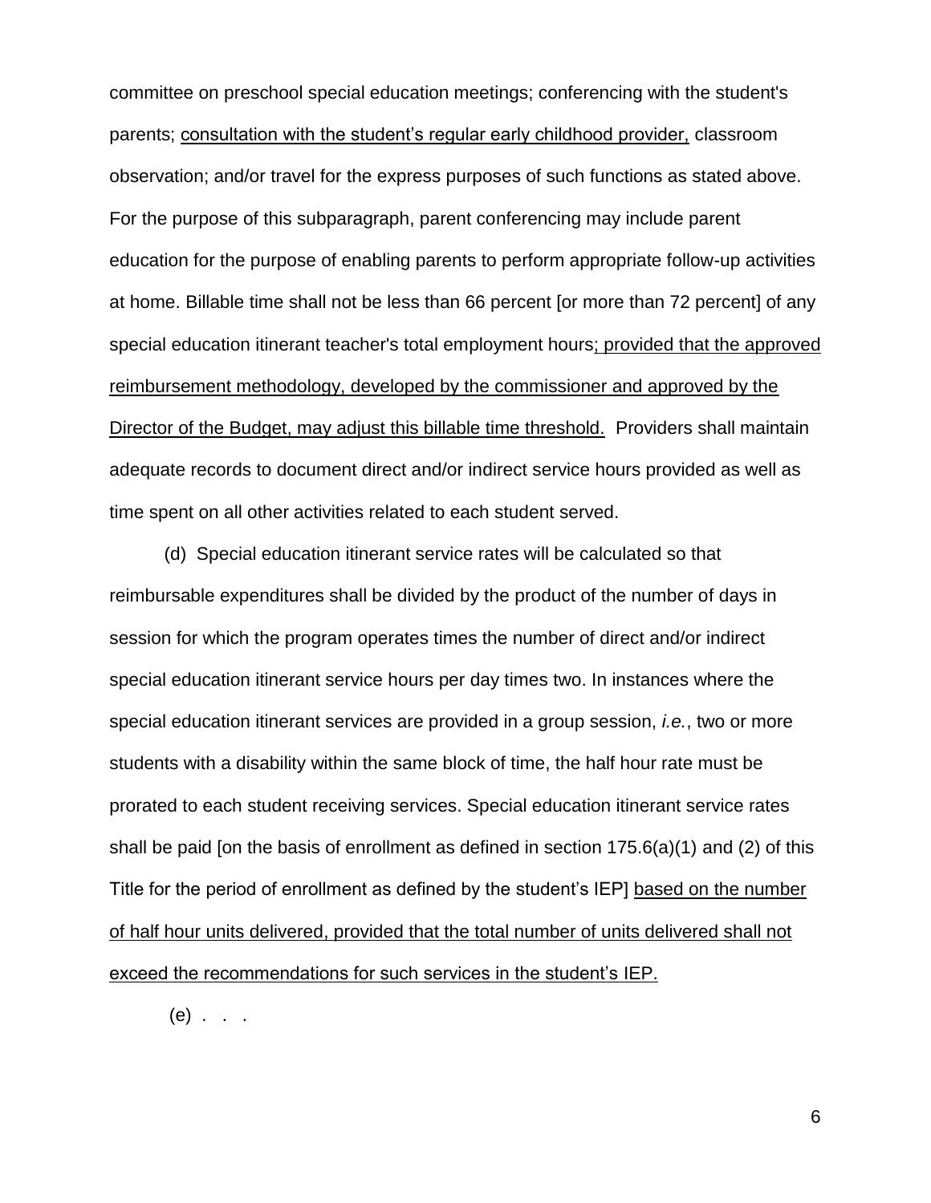committee on preschool special education meetings; conferencing with the student's parents; <u>consultation with the student’s regular early childhood provider,</u> classroom observation; and/or travel for the express purposes of such functions as stated above. For the purpose of this subparagraph, parent conferencing may include parent education for the purpose of enabling parents to perform appropriate follow-up activities at home. Billable time shall not be less than 66 percent [or more than 72 percent] of any special education itinerant teacher's total employment hours<u>; provided that the approved reimbursement methodology, developed by the commissioner and approved by the Director of the Budget, may adjust this billable time threshold.</u> Providers shall maintain adequate records to document direct and/or indirect service hours provided as well as time spent on all other activities related to each student served.

(d) Special education itinerant service rates will be calculated so that reimbursable expenditures shall be divided by the product of the number of days in session for which the program operates times the number of direct and/or indirect special education itinerant service hours per day times two. In instances where the special education itinerant services are provided in a group session, *i.e.*, two or more students with a disability within the same block of time, the half hour rate must be prorated to each student receiving services. Special education itinerant service rates shall be paid [on the basis of enrollment as defined in section 175.6(a)(1) and (2) of this Title for the period of enrollment as defined by the student’s IEP] <u>based on the number of half hour units delivered, provided that the total number of units delivered shall not exceed the recommendations for such services in the student’s IEP.</u>

(e) . . .